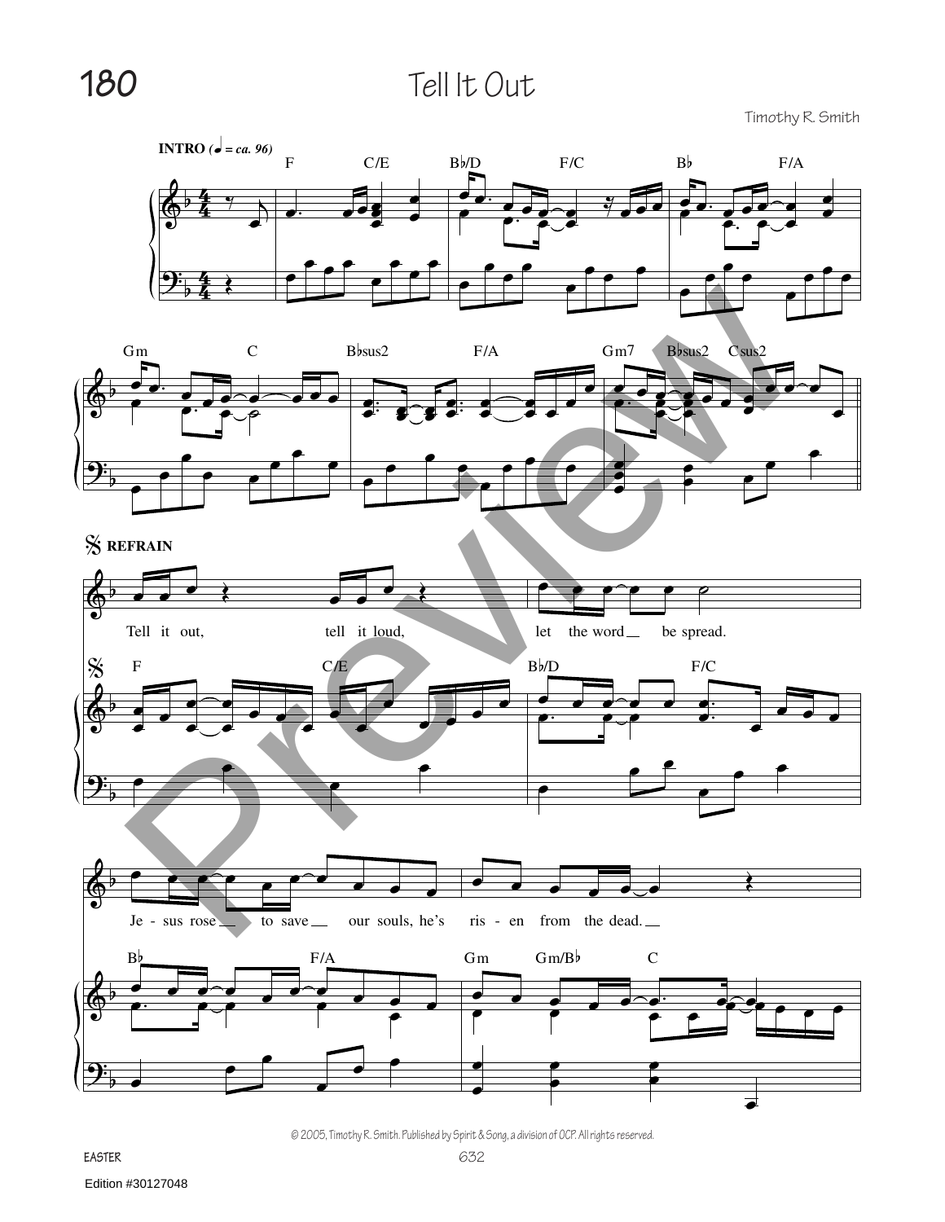# 180 Tell It Out

Timothy R. Smith

**INTRO** (♩ = ca. 96)

F C/E B♭/D F/C B♭ F/A

Gm C B♭sus2 F/A Gm7 B♭sus2 Csus2

**REFRAIN**

Tell it out, tell it loud, let the word be spread.

F C/E B♭/D F/C

Je - sus rose to save our souls, he's ris - en from the dead.

B♭ F/A Gm Gm/B♭ C

© 2005, Timothy R. Smith. Published by Spirit & Song, a division of OCP. All rights reserved.

EASTER

Edition #30127048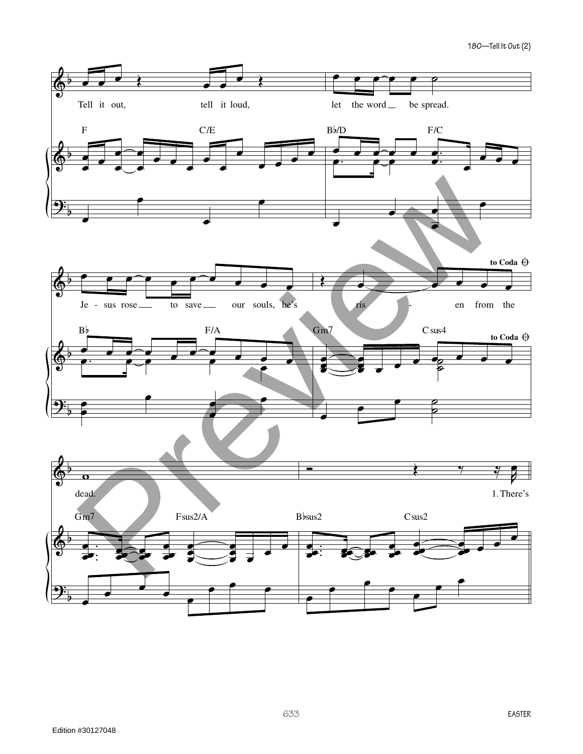Tell it out, tell it loud, let the word be spread.

F C/E B♭/D F/C

Je - sus rose to save our souls, he's ris - en from the

B♭ F/A Gm7 Csus4

**to Coda** 𝄌

dead. 1. There's

Gm7 Fsus2/A B♭sus2 Csus2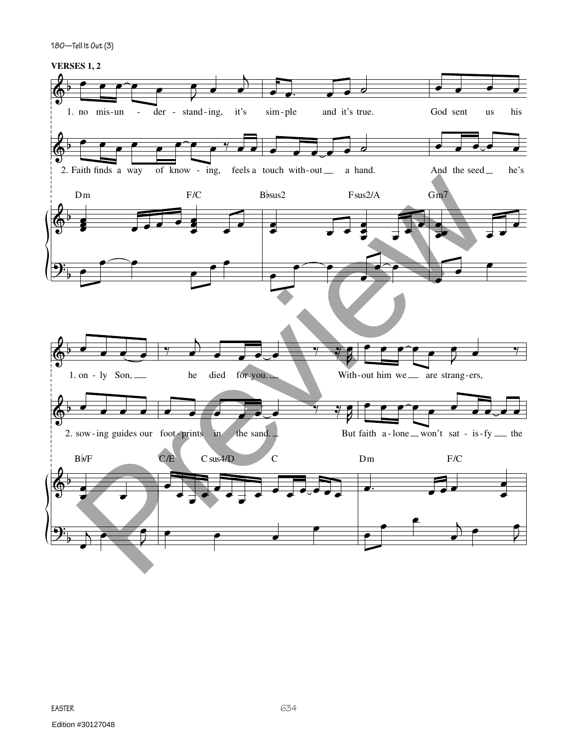**VERSES 1, 2**

1. no mis-un - der - stand-ing, it's sim-ple and it's true. God sent us his

2. Faith finds a way of know - ing, feels a touch with-out __ a hand. And the seed __ he's

Dm F/C B♭sus2 Fsus2/A Gm7

1. on - ly Son, __ he died for you. __ With-out him we __ are strang-ers,

2. sow-ing guides our foot-prints in the sand. __ But faith a-lone __ won't sat - is-fy __ the

B♭/F C/E Csus4/D C Dm F/C

EASTER

Edition #30127048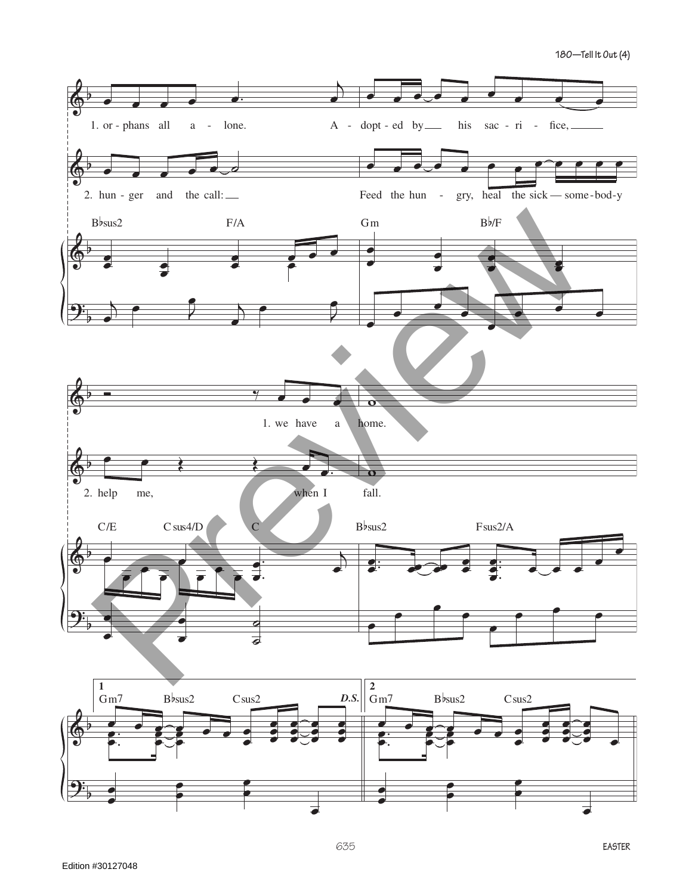1. or - phans all a - lone. A - dopt - ed by his sac - ri - fice,

2. hun - ger and the call: Feed the hun - gry, heal the sick — some - bod - y

B♭sus2 F/A Gm B♭/F

1. we have a home.

2. help me, when I fall.

C/E Csus4/D C B♭sus2 Fsus2/A

1 Gm7 B♭sus2 Csus2 *D.S.*

2 Gm7 B♭sus2 Csus2

Edition #30127048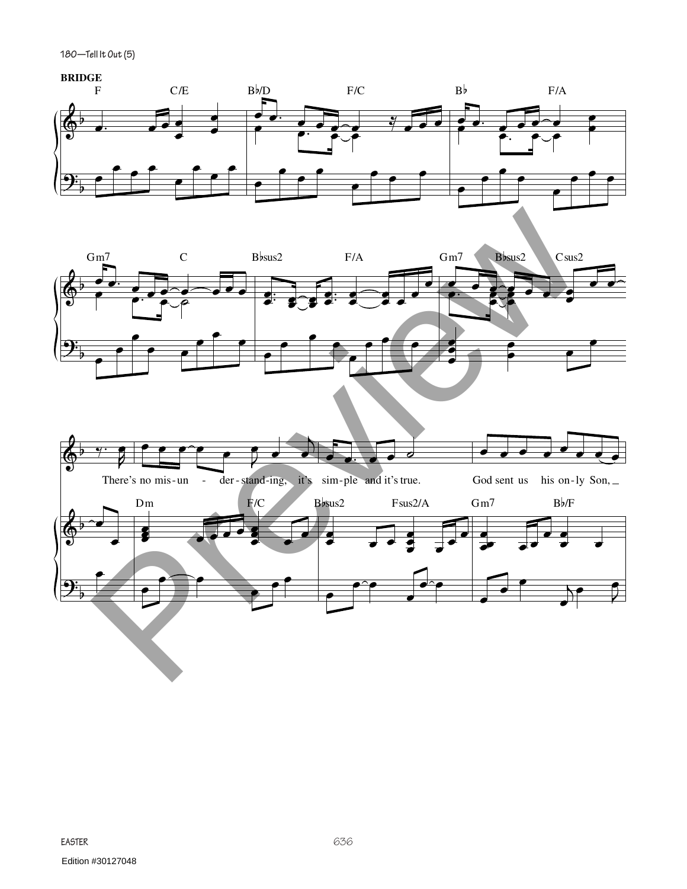**BRIDGE**

F C/E B♭/D F/C B♭ F/A

Gm7 C B♭sus2 F/A Gm7 B♭sus2 Csus2

There's no mis-un - der-stand-ing, it's sim-ple and it's true. God sent us his on-ly Son,

Dm F/C B♭sus2 Fsus2/A Gm7 B♭/F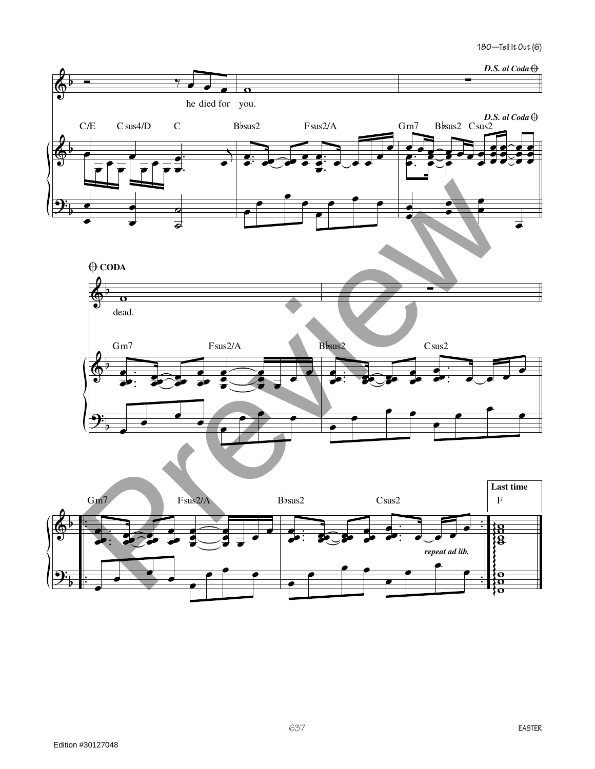D.S. al Coda

he died for you.

C/E C sus4/D C B♭sus2 Fsus2/A Gm7 B♭sus2 Csus2

CODA

dead.

Gm7 Fsus2/A B♭sus2 Csus2

Gm7 Fsus2/A B♭sus2 Csus2

*repeat ad lib.*

**Last time**

F

Edition #30127048